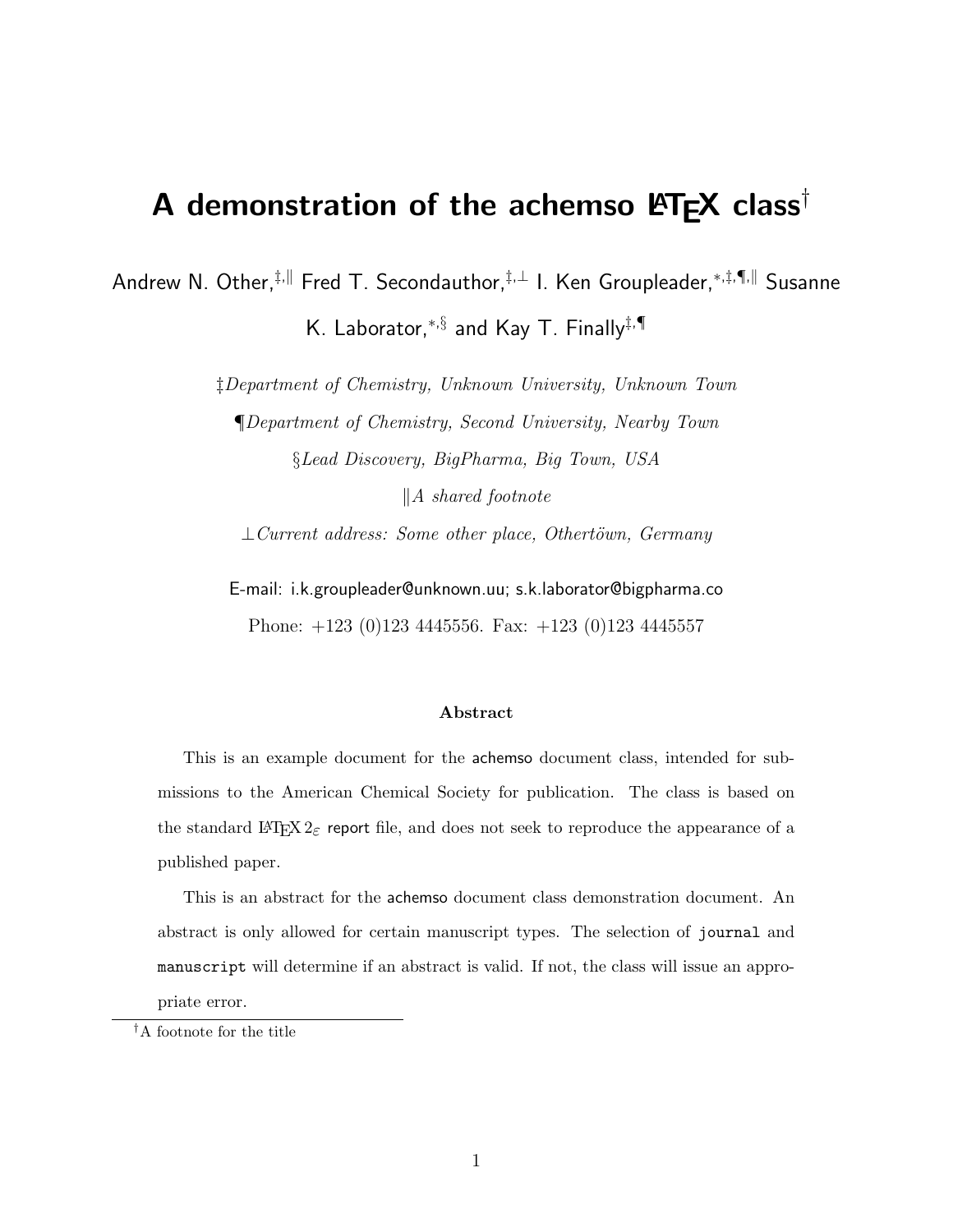# A demonstration of the achemso LaTeX class[†]

Andrew N. Other,[‡,∥] Fred T. Secondauthor,[‡,⊥] I. Ken Groupleader,[*,‡,¶,∥] Susanne K. Laborator,[*,§] and Kay T. Finally[‡,¶]

‡*Department of Chemistry, Unknown University, Unknown Town*

¶*Department of Chemistry, Second University, Nearby Town*

§*Lead Discovery, BigPharma, Big Town, USA*

∥*A shared footnote*

⊥*Current address: Some other place, Othertöwn, Germany*

E-mail: i.k.groupleader@unknown.uu; s.k.laborator@bigpharma.co

Phone: +123 (0)123 4445556. Fax: +123 (0)123 4445557

### Abstract

This is an example document for the achemso document class, intended for submissions to the American Chemical Society for publication. The class is based on the standard LaTeX 2ε report file, and does not seek to reproduce the appearance of a published paper.

This is an abstract for the achemso document class demonstration document. An abstract is only allowed for certain manuscript types. The selection of `journal` and `manuscript` will determine if an abstract is valid. If not, the class will issue an appropriate error.

[†]A footnote for the title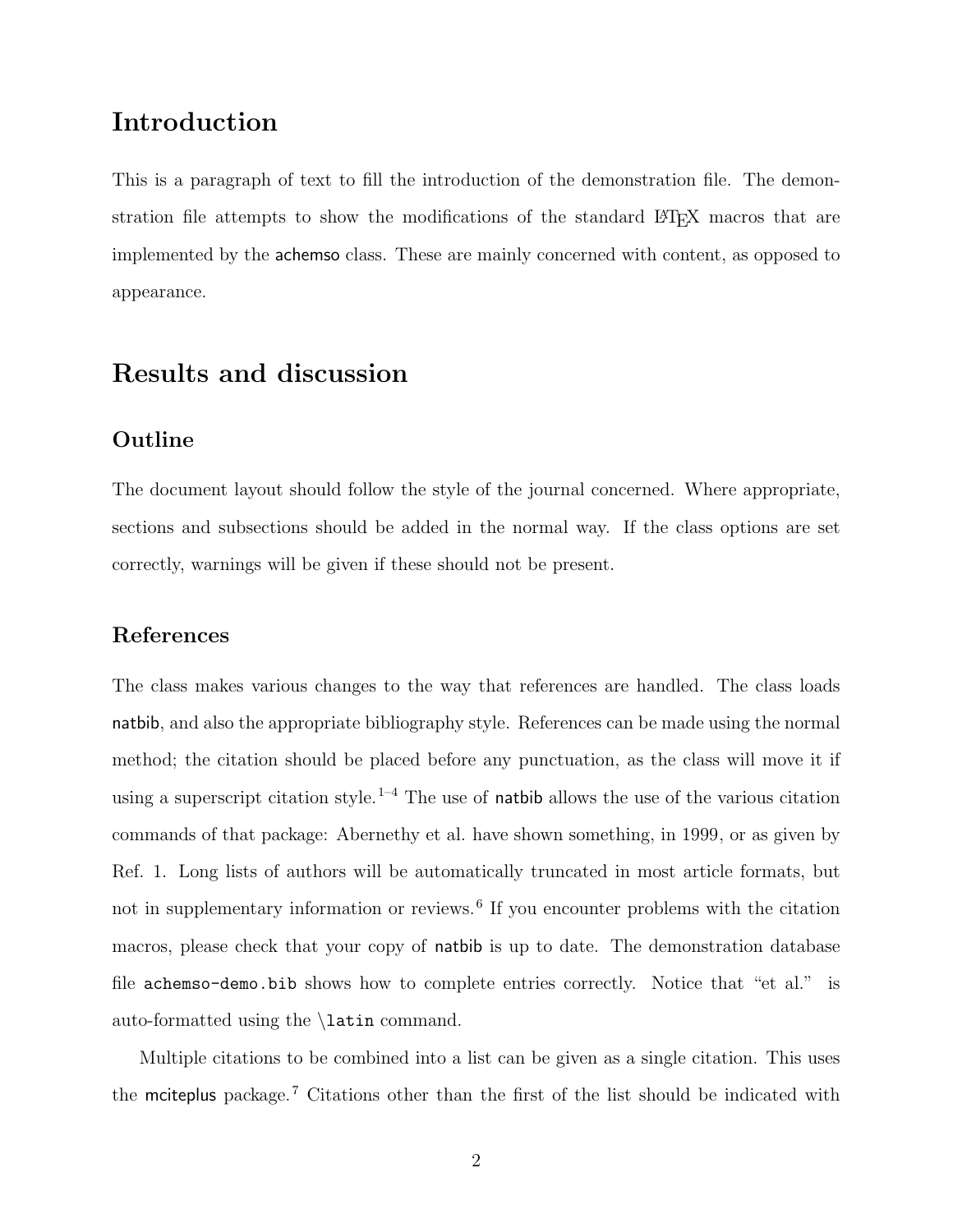# Introduction

This is a paragraph of text to fill the introduction of the demonstration file. The demonstration file attempts to show the modifications of the standard LaTeX macros that are implemented by the achemso class. These are mainly concerned with content, as opposed to appearance.

# Results and discussion

## Outline

The document layout should follow the style of the journal concerned. Where appropriate, sections and subsections should be added in the normal way. If the class options are set correctly, warnings will be given if these should not be present.

## References

The class makes various changes to the way that references are handled. The class loads natbib, and also the appropriate bibliography style. References can be made using the normal method; the citation should be placed before any punctuation, as the class will move it if using a superscript citation style.[1–4] The use of natbib allows the use of the various citation commands of that package: Abernethy et al. have shown something, in 1999, or as given by Ref. 1. Long lists of authors will be automatically truncated in most article formats, but not in supplementary information or reviews.[6] If you encounter problems with the citation macros, please check that your copy of natbib is up to date. The demonstration database file `achemso-demo.bib` shows how to complete entries correctly. Notice that "et al." is auto-formatted using the `\latin` command.

Multiple citations to be combined into a list can be given as a single citation. This uses the mciteplus package.[7] Citations other than the first of the list should be indicated with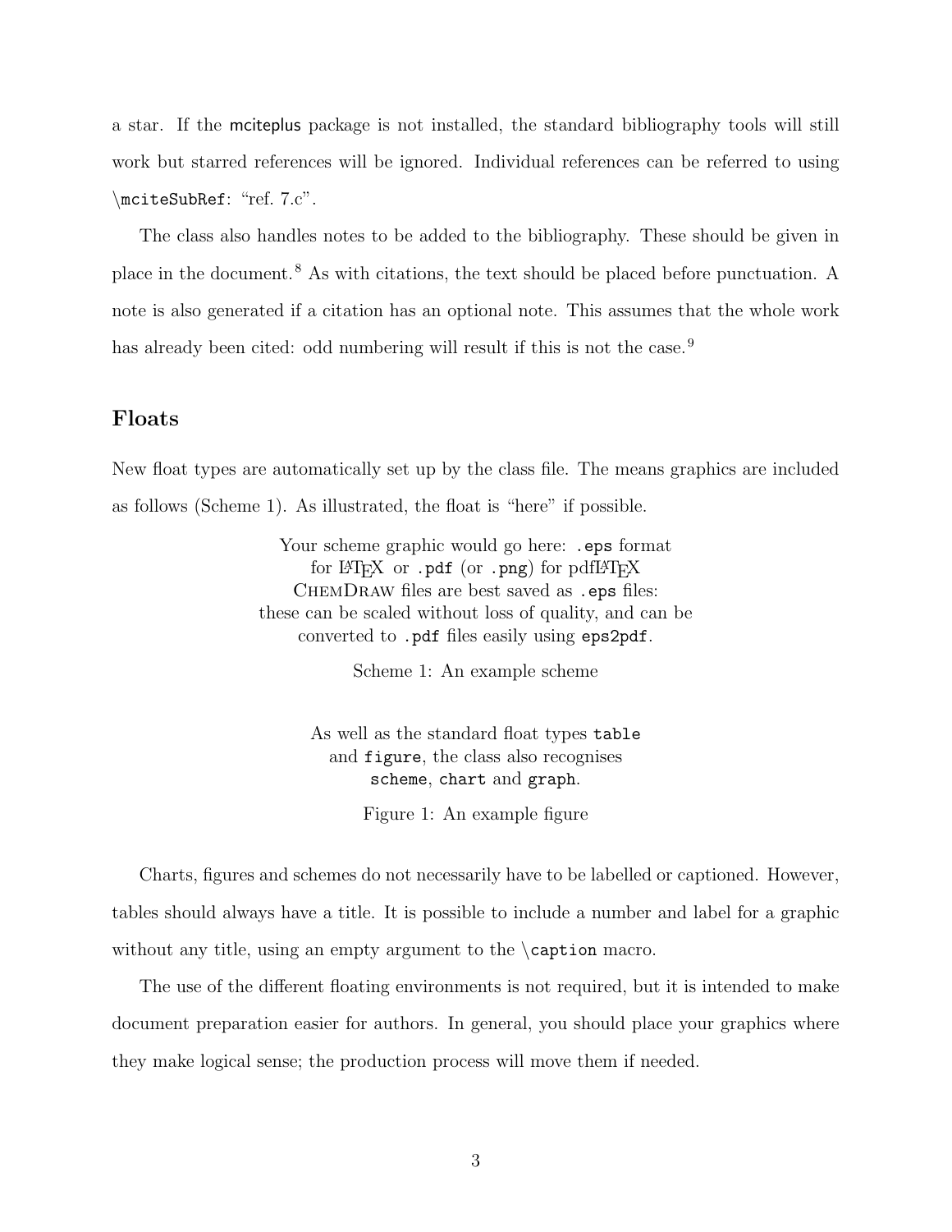a star. If the mciteplus package is not installed, the standard bibliography tools will still work but starred references will be ignored. Individual references can be referred to using `\mciteSubRef`: "ref. 7.c".

The class also handles notes to be added to the bibliography. These should be given in place in the document.[8] As with citations, the text should be placed before punctuation. A note is also generated if a citation has an optional note. This assumes that the whole work has already been cited: odd numbering will result if this is not the case.[9]

## Floats

New float types are automatically set up by the class file. The means graphics are included as follows (Scheme 1). As illustrated, the float is "here" if possible.

Your scheme graphic would go here: `.eps` format for LaTeX or `.pdf` (or `.png`) for pdfLaTeX ChemDraw files are best saved as `.eps` files: these can be scaled without loss of quality, and can be converted to `.pdf` files easily using `eps2pdf`.

Scheme 1: An example scheme

As well as the standard float types `table` and `figure`, the class also recognises `scheme`, `chart` and `graph`.

Figure 1: An example figure

Charts, figures and schemes do not necessarily have to be labelled or captioned. However, tables should always have a title. It is possible to include a number and label for a graphic without any title, using an empty argument to the `\caption` macro.

The use of the different floating environments is not required, but it is intended to make document preparation easier for authors. In general, you should place your graphics where they make logical sense; the production process will move them if needed.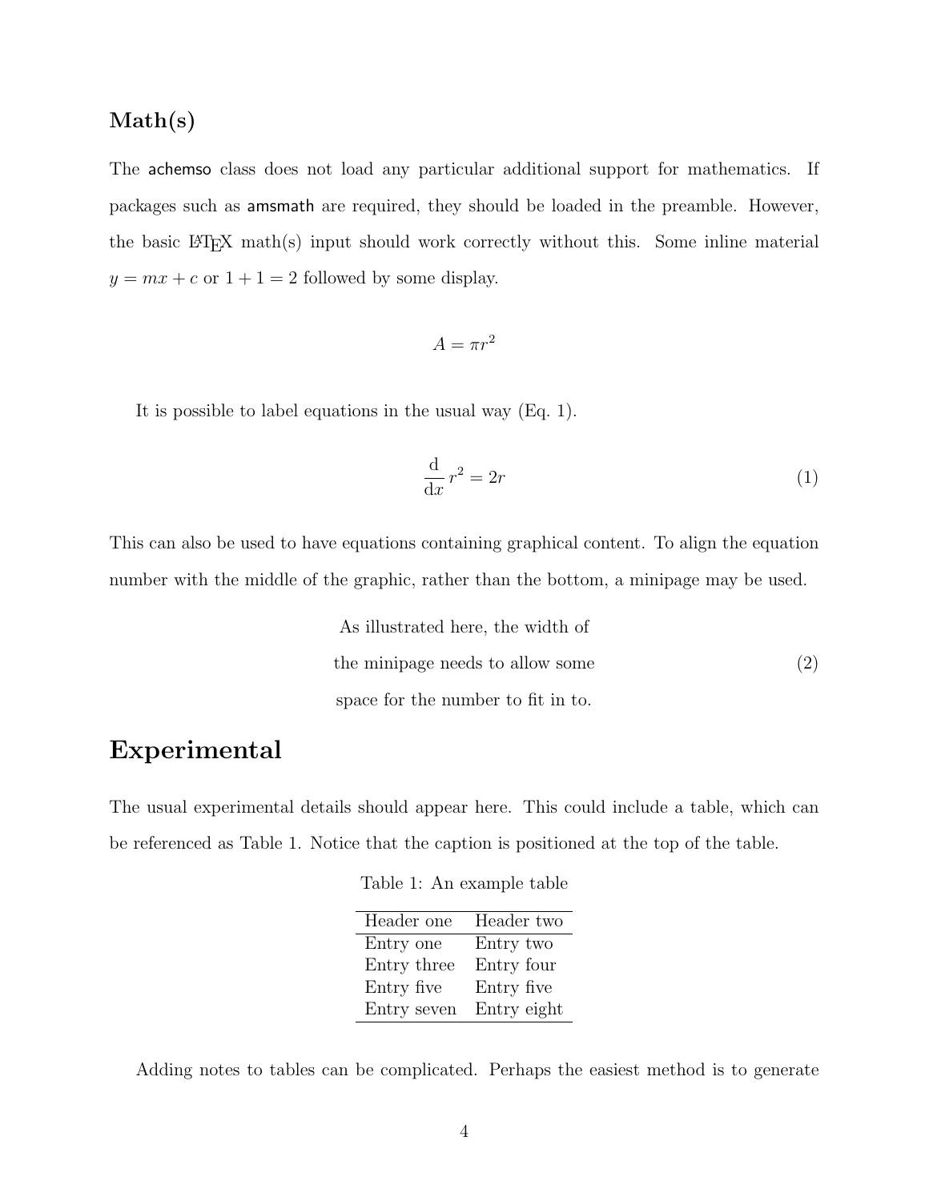### Math(s)

The achemso class does not load any particular additional support for mathematics. If packages such as amsmath are required, they should be loaded in the preamble. However, the basic LaTeX math(s) input should work correctly without this. Some inline material $y = mx + c$ or $1 + 1 = 2$ followed by some display.

$$A = \pi r^2$$

It is possible to label equations in the usual way (Eq. 1).

$$\frac{\mathrm{d}}{\mathrm{d}x} r^2 = 2r \tag{1}$$

This can also be used to have equations containing graphical content. To align the equation number with the middle of the graphic, rather than the bottom, a minipage may be used.

As illustrated here, the width of the minipage needs to allow some space for the number to fit in to. (2)

## Experimental

The usual experimental details should appear here. This could include a table, which can be referenced as Table 1. Notice that the caption is positioned at the top of the table.

Table 1: An example table

| Header one | Header two |
|---|---|
| Entry one | Entry two |
| Entry three | Entry four |
| Entry five | Entry five |
| Entry seven | Entry eight |

Adding notes to tables can be complicated. Perhaps the easiest method is to generate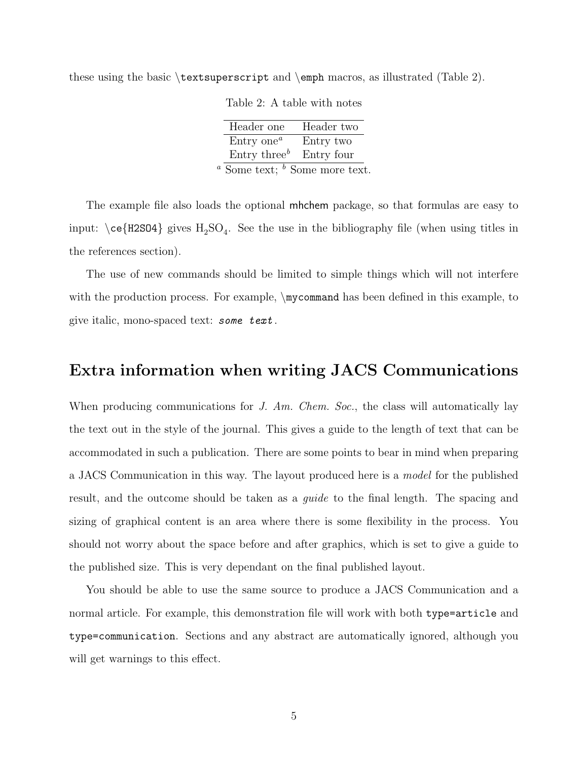these using the basic `\textsuperscript` and `\emph` macros, as illustrated (Table 2).

Table 2: A table with notes

| Header one | Header two |
|---|---|
| Entry one[a] | Entry two |
| Entry three[b] | Entry four |

[a] Some text; [b] Some more text.

The example file also loads the optional `mhchem` package, so that formulas are easy to input: `\ce{H2SO4}` gives $H_2SO_4$. See the use in the bibliography file (when using titles in the references section).

The use of new commands should be limited to simple things which will not interfere with the production process. For example, `\mycommand` has been defined in this example, to give italic, mono-spaced text: *`some text`*.

## Extra information when writing JACS Communications

When producing communications for *J. Am. Chem. Soc.*, the class will automatically lay the text out in the style of the journal. This gives a guide to the length of text that can be accommodated in such a publication. There are some points to bear in mind when preparing a JACS Communication in this way. The layout produced here is a *model* for the published result, and the outcome should be taken as a *guide* to the final length. The spacing and sizing of graphical content is an area where there is some flexibility in the process. You should not worry about the space before and after graphics, which is set to give a guide to the published size. This is very dependant on the final published layout.

You should be able to use the same source to produce a JACS Communication and a normal article. For example, this demonstration file will work with both `type=article` and `type=communication`. Sections and any abstract are automatically ignored, although you will get warnings to this effect.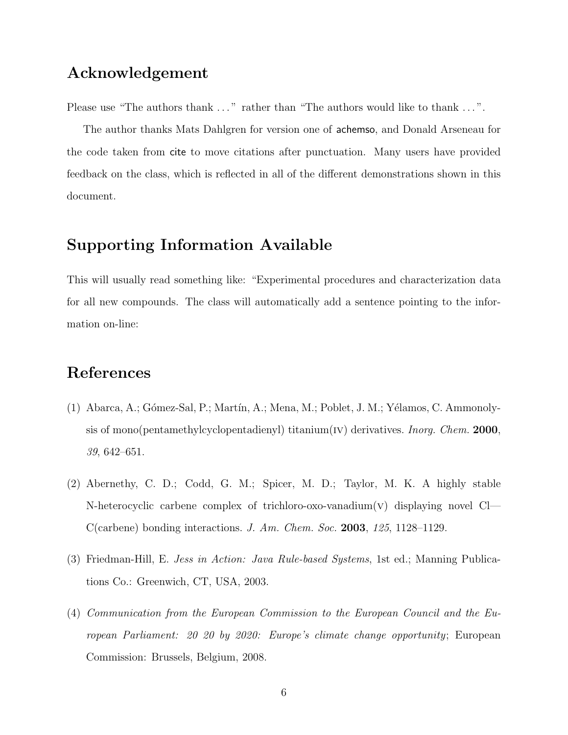## Acknowledgement

Please use “The authors thank ...” rather than “The authors would like to thank ...”.

The author thanks Mats Dahlgren for version one of achemso, and Donald Arseneau for the code taken from cite to move citations after punctuation. Many users have provided feedback on the class, which is reflected in all of the different demonstrations shown in this document.

## Supporting Information Available

This will usually read something like: “Experimental procedures and characterization data for all new compounds. The class will automatically add a sentence pointing to the information on-line:

## References

(1) Abarca, A.; Gómez-Sal, P.; Martín, A.; Mena, M.; Poblet, J. M.; Yélamos, C. Ammonolysis of mono(pentamethylcyclopentadienyl) titanium(IV) derivatives. *Inorg. Chem.* **2000**, *39*, 642–651.

(2) Abernethy, C. D.; Codd, G. M.; Spicer, M. D.; Taylor, M. K. A highly stable N-heterocyclic carbene complex of trichloro-oxo-vanadium(V) displaying novel Cl—C(carbene) bonding interactions. *J. Am. Chem. Soc.* **2003**, *125*, 1128–1129.

(3) Friedman-Hill, E. *Jess in Action: Java Rule-based Systems*, 1st ed.; Manning Publications Co.: Greenwich, CT, USA, 2003.

(4) *Communication from the European Commission to the European Council and the European Parliament: 20 20 by 2020: Europe's climate change opportunity*; European Commission: Brussels, Belgium, 2008.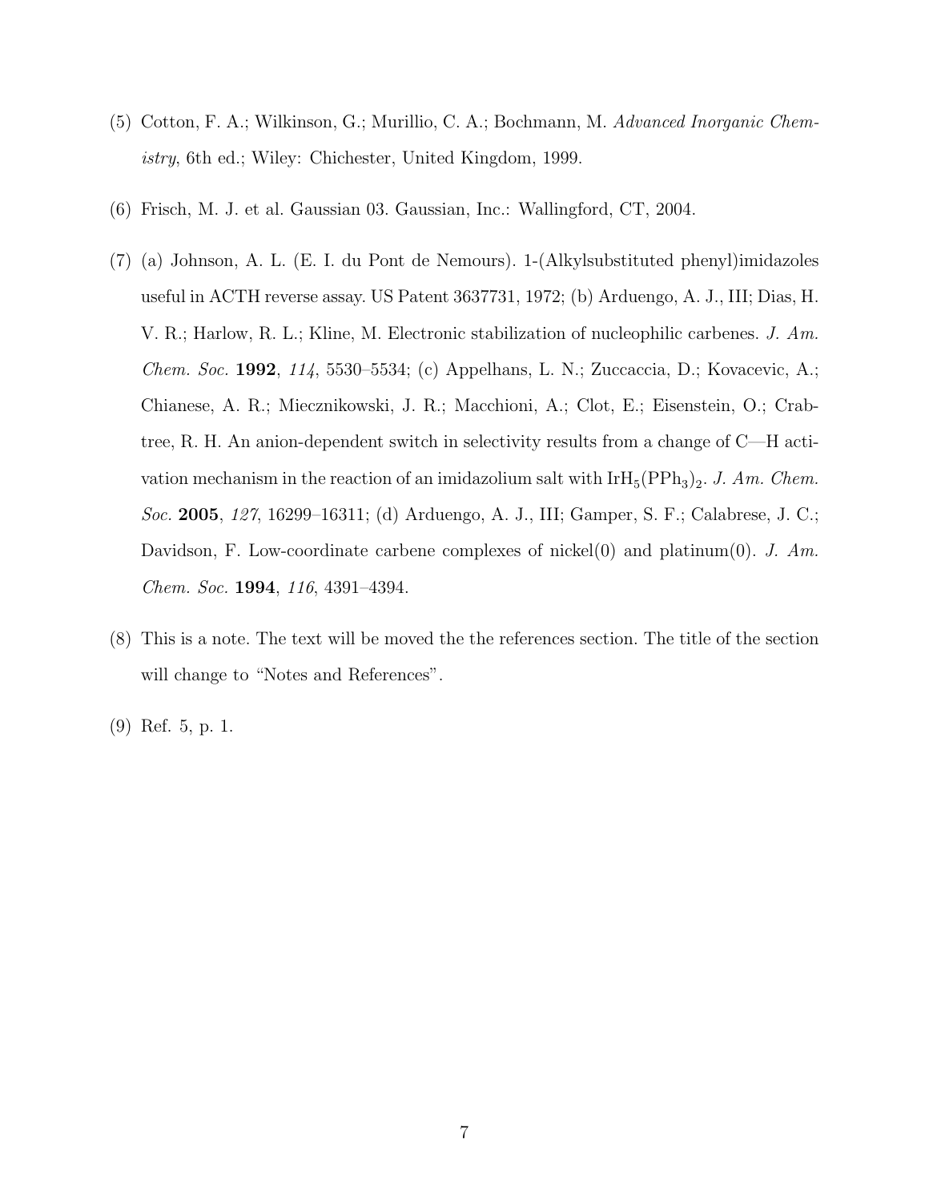(5) Cotton, F. A.; Wilkinson, G.; Murillio, C. A.; Bochmann, M. *Advanced Inorganic Chemistry*, 6th ed.; Wiley: Chichester, United Kingdom, 1999.

(6) Frisch, M. J. et al. Gaussian 03. Gaussian, Inc.: Wallingford, CT, 2004.

(7) (a) Johnson, A. L. (E. I. du Pont de Nemours). 1-(Alkylsubstituted phenyl)imidazoles useful in ACTH reverse assay. US Patent 3637731, 1972; (b) Arduengo, A. J., III; Dias, H. V. R.; Harlow, R. L.; Kline, M. Electronic stabilization of nucleophilic carbenes. *J. Am. Chem. Soc.* **1992**, *114*, 5530–5534; (c) Appelhans, L. N.; Zuccaccia, D.; Kovacevic, A.; Chianese, A. R.; Miecznikowski, J. R.; Macchioni, A.; Clot, E.; Eisenstein, O.; Crabtree, R. H. An anion-dependent switch in selectivity results from a change of C—H activation mechanism in the reaction of an imidazolium salt with $IrH_5(PPh_3)_2$. *J. Am. Chem. Soc.* **2005**, *127*, 16299–16311; (d) Arduengo, A. J., III; Gamper, S. F.; Calabrese, J. C.; Davidson, F. Low-coordinate carbene complexes of nickel(0) and platinum(0). *J. Am. Chem. Soc.* **1994**, *116*, 4391–4394.

(8) This is a note. The text will be moved the the references section. The title of the section will change to "Notes and References".

(9) Ref. 5, p. 1.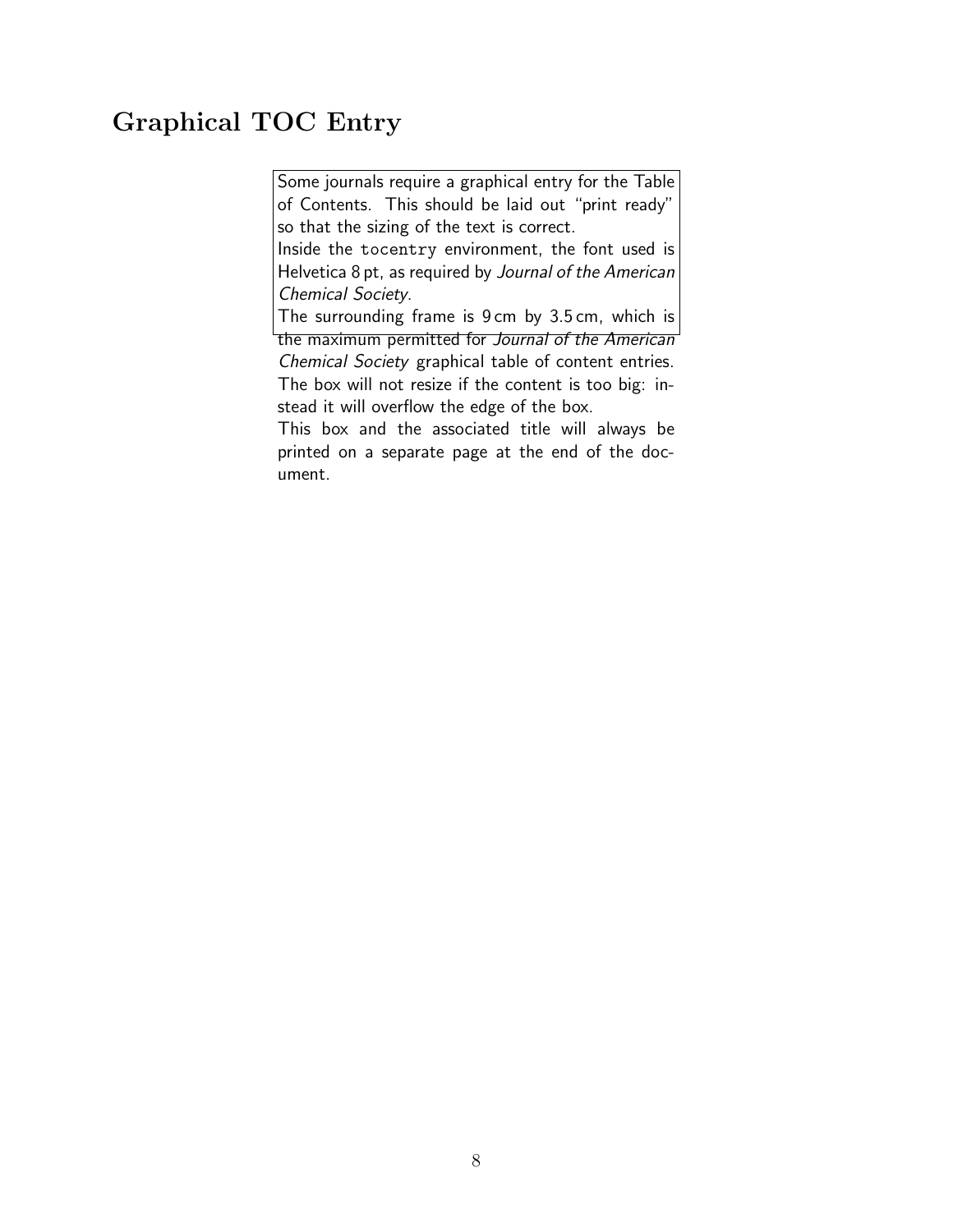## Graphical TOC Entry

Some journals require a graphical entry for the Table of Contents. This should be laid out "print ready" so that the sizing of the text is correct.

Inside the `tocentry` environment, the font used is Helvetica 8 pt, as required by *Journal of the American Chemical Society*.

The surrounding frame is 9 cm by 3.5 cm, which is the maximum permitted for *Journal of the American Chemical Society* graphical table of content entries. The box will not resize if the content is too big: instead it will overflow the edge of the box.

This box and the associated title will always be printed on a separate page at the end of the document.